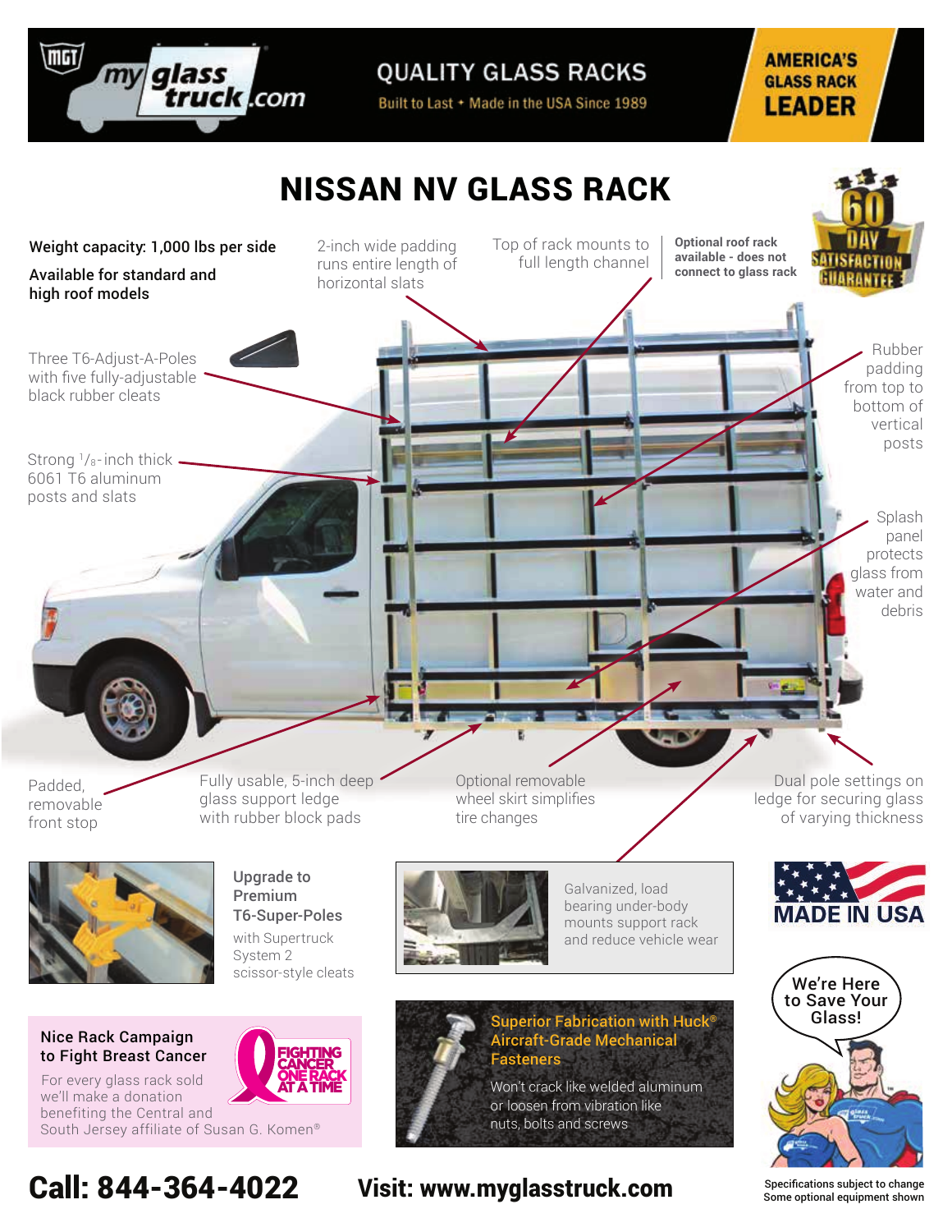myglasstruck.com

# QUALITY GLASS RACKS

Built to Last ✦ Made in the USA Since 1989

**AMERICA'S GLASS RACK LEADER**

# NISSAN NV GLASS RACK

60 DAY SATISFACTION GUARANTEE

**Weight capacity: 1,000 lbs per side**

**Available for standard and high roof models**

2-inch wide padding runs entire length of horizontal slats

Top of rack mounts to full length channel

**Optional roof rack available - does not connect to glass rack**

Three T6-Adjust-A-Poles with five fully-adjustable black rubber cleats

Rubber padding from top to bottom of vertical posts

Strong 1/8-inch thick 6061 T6 aluminum posts and slats

Splash panel protects glass from water and debris

Padded, removable front stop

Fully usable, 5-inch deep glass support ledge with rubber block pads

Optional removable wheel skirt simplifies tire changes

Dual pole settings on ledge for securing glass of varying thickness

**Upgrade to Premium T6-Super-Poles** with Supertruck System 2 scissor-style cleats

Galvanized, load bearing under-body mounts support rack and reduce vehicle wear

MADE IN USA

**Nice Rack Campaign to Fight Breast Cancer**

For every glass rack sold we'll make a donation benefiting the Central and South Jersey affiliate of Susan G. Komen®

FIGHTING CANCER ONE RACK AT A TIME

**Superior Fabrication with Huck® Aircraft-Grade Mechanical Fasteners**

Won't crack like welded aluminum or loosen from vibration like nuts, bolts and screws

We're Here to Save Your Glass!

**Call: 844-364-4022** **Visit: www.myglasstruck.com**

Specifications subject to change
Some optional equipment shown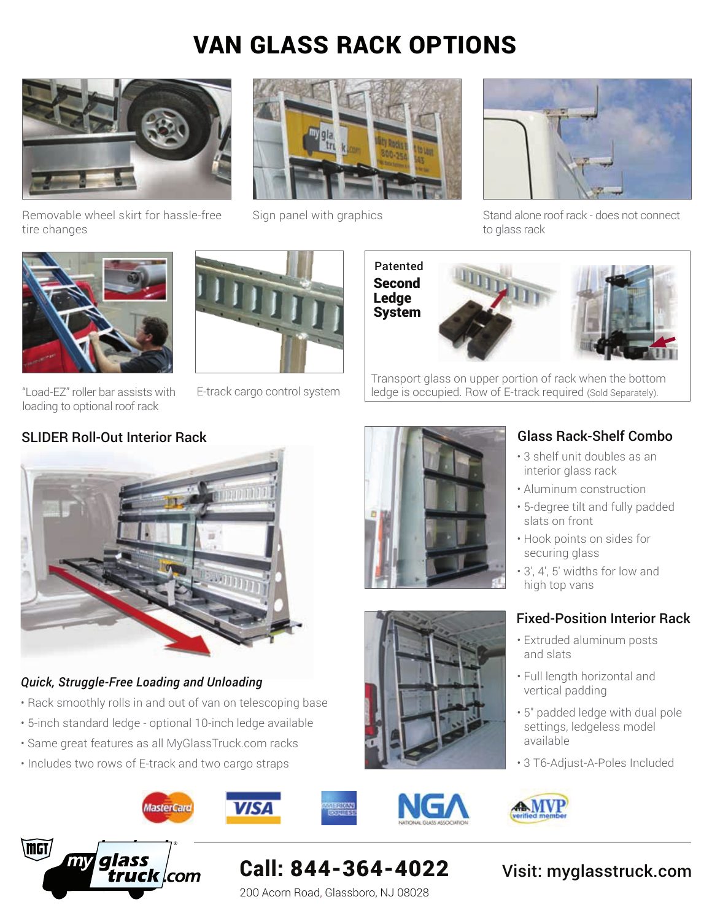# VAN GLASS RACK OPTIONS

Removable wheel skirt for hassle-free tire changes

Sign panel with graphics

Stand alone roof rack - does not connect to glass rack

"Load-EZ" roller bar assists with loading to optional roof rack

E-track cargo control system

**Patented Second Ledge System**

Transport glass on upper portion of rack when the bottom ledge is occupied. Row of E-track required (Sold Separately).

## SLIDER Roll-Out Interior Rack

***Quick, Struggle-Free Loading and Unloading***

- Rack smoothly rolls in and out of van on telescoping base
- 5-inch standard ledge - optional 10-inch ledge available
- Same great features as all MyGlassTruck.com racks
- Includes two rows of E-track and two cargo straps

## Glass Rack-Shelf Combo

- 3 shelf unit doubles as an interior glass rack
- Aluminum construction
- 5-degree tilt and fully padded slats on front
- Hook points on sides for securing glass
- 3', 4', 5' widths for low and high top vans

## Fixed-Position Interior Rack

- Extruded aluminum posts and slats
- Full length horizontal and vertical padding
- 5" padded ledge with dual pole settings, ledgeless model available
- 3 T6-Adjust-A-Poles Included

**Call: 844-364-4022**

200 Acorn Road, Glassboro, NJ 08028

**Visit: myglasstruck.com**